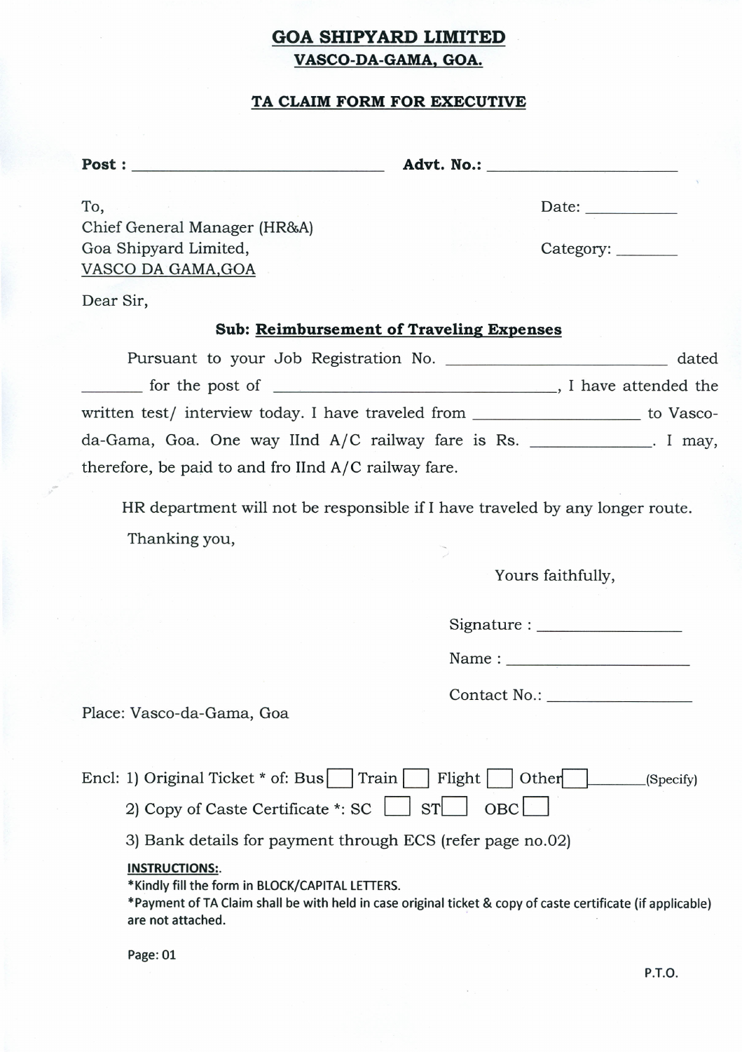# GOA SHIPYARD LIMITED

## VASCO-DA-GAMA, GOA.

### TA CLAIM FORM FOR EXECUTIVE

**Post :** ______________________________ **Advt. No.:** ______________________

To,
Chief General Manager (HR&A)
Goa Shipyard Limited,
VASCO DA GAMA,GOA

Date: ___________

Category: _______

Dear Sir,

**Sub: Reimbursement of Traveling Expenses**

Pursuant to your Job Registration No. _________________________ dated _______ for the post of _________________________________, I have attended the written test/ interview today. I have traveled from __________________ to Vasco-da-Gama, Goa. One way IInd A/C railway fare is Rs. _____________. I may, therefore, be paid to and fro IInd A/C railway fare.

HR department will not be responsible if I have traveled by any longer route.

Thanking you,

Yours faithfully,

Signature : ________________

Name : ______________________

Contact No.: ________________

Place: Vasco-da-Gama, Goa

Encl: 1) Original Ticket * of: Bus ☐ Train ☐ Flight ☐ Other ☐ _______(Specify)

2) Copy of Caste Certificate *: SC ☐ ST ☐ OBC ☐

3) Bank details for payment through ECS (refer page no.02)

**INSTRUCTIONS:.**

*Kindly fill the form in BLOCK/CAPITAL LETTERS.

*Payment of TA Claim shall be with held in case original ticket & copy of caste certificate (if applicable) are not attached.

P.T.O.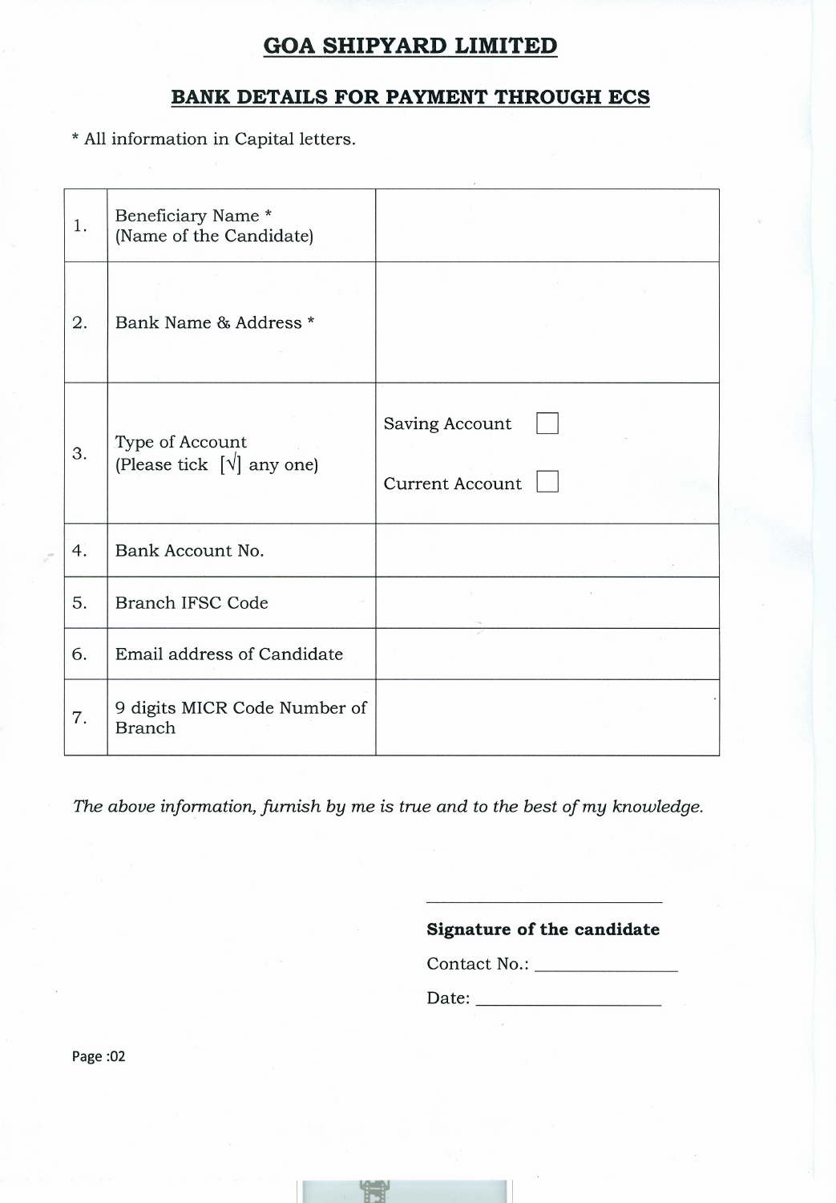# GOA SHIPYARD LIMITED

## BANK DETAILS FOR PAYMENT THROUGH ECS

* All information in Capital letters.

| | | |
|---|---|---|
| 1. | Beneficiary Name *<br>(Name of the Candidate) | |
| 2. | Bank Name & Address * | |
| 3. | Type of Account<br>(Please tick [√] any one) | Saving Account ☐<br><br>Current Account ☐ |
| 4. | Bank Account No. | |
| 5. | Branch IFSC Code | |
| 6. | Email address of Candidate | |
| 7. | 9 digits MICR Code Number of Branch | |

*The above information, furnish by me is true and to the best of my knowledge.*

\_\_\_\_\_\_\_\_\_\_\_\_\_\_\_\_\_\_\_\_\_\_\_\_

**Signature of the candidate**

Contact No.: \_\_\_\_\_\_\_\_\_\_\_\_\_\_\_\_

Date: \_\_\_\_\_\_\_\_\_\_\_\_\_\_\_\_\_\_\_\_